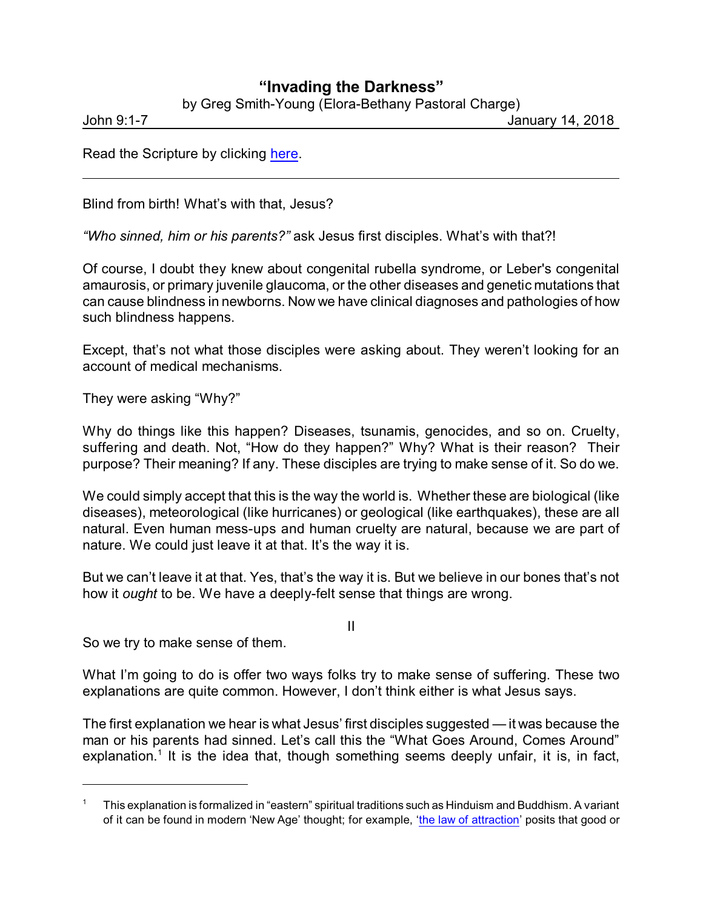# "Invading the Darkness"

by Greg Smith-Young (Elora-Bethany Pastoral Charge)

John 9:1-7 January 14, 2018

Read the Scripture by clicking here.

---

Blind from birth! What's with that, Jesus?

*"Who sinned, him or his parents?"* ask Jesus first disciples. What's with that?!

Of course, I doubt they knew about congenital rubella syndrome, or Leber's congenital amaurosis, or primary juvenile glaucoma, or the other diseases and genetic mutations that can cause blindness in newborns. Now we have clinical diagnoses and pathologies of how such blindness happens.

Except, that's not what those disciples were asking about. They weren't looking for an account of medical mechanisms.

They were asking "Why?"

Why do things like this happen? Diseases, tsunamis, genocides, and so on. Cruelty, suffering and death. Not, "How do they happen?" Why? What is their reason? Their purpose? Their meaning? If any. These disciples are trying to make sense of it. So do we.

We could simply accept that this is the way the world is. Whether these are biological (like diseases), meteorological (like hurricanes) or geological (like earthquakes), these are all natural. Even human mess-ups and human cruelty are natural, because we are part of nature. We could just leave it at that. It's the way it is.

But we can't leave it at that. Yes, that's the way it is. But we believe in our bones that's not how it *ought* to be. We have a deeply-felt sense that things are wrong.

II

So we try to make sense of them.

What I'm going to do is offer two ways folks try to make sense of suffering. These two explanations are quite common. However, I don't think either is what Jesus says.

The first explanation we hear is what Jesus' first disciples suggested — it was because the man or his parents had sinned. Let's call this the "What Goes Around, Comes Around" explanation.[1] It is the idea that, though something seems deeply unfair, it is, in fact,

---

[1] This explanation is formalized in "eastern" spiritual traditions such as Hinduism and Buddhism. A variant of it can be found in modern 'New Age' thought; for example, 'the law of attraction' posits that good or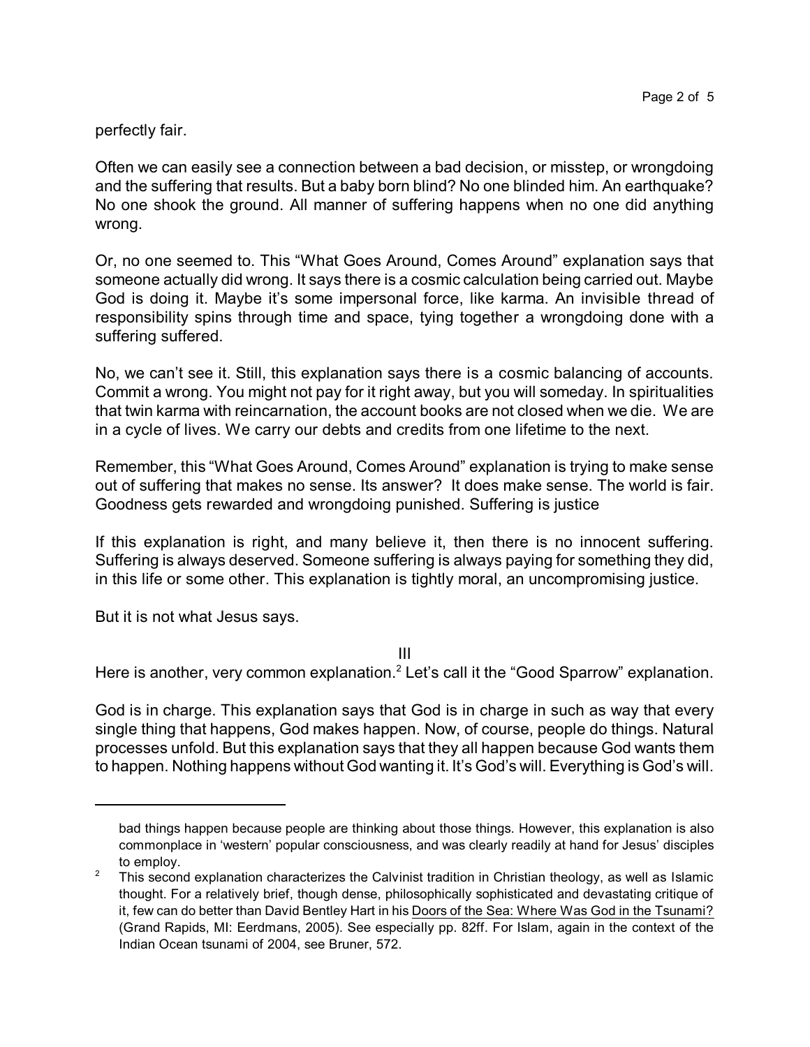perfectly fair.

Often we can easily see a connection between a bad decision, or misstep, or wrongdoing and the suffering that results. But a baby born blind? No one blinded him. An earthquake? No one shook the ground. All manner of suffering happens when no one did anything wrong.

Or, no one seemed to. This "What Goes Around, Comes Around" explanation says that someone actually did wrong. It says there is a cosmic calculation being carried out. Maybe God is doing it. Maybe it's some impersonal force, like karma. An invisible thread of responsibility spins through time and space, tying together a wrongdoing done with a suffering suffered.

No, we can't see it. Still, this explanation says there is a cosmic balancing of accounts. Commit a wrong. You might not pay for it right away, but you will someday. In spiritualities that twin karma with reincarnation, the account books are not closed when we die. We are in a cycle of lives. We carry our debts and credits from one lifetime to the next.

Remember, this "What Goes Around, Comes Around" explanation is trying to make sense out of suffering that makes no sense. Its answer? It does make sense. The world is fair. Goodness gets rewarded and wrongdoing punished. Suffering is justice

If this explanation is right, and many believe it, then there is no innocent suffering. Suffering is always deserved. Someone suffering is always paying for something they did, in this life or some other. This explanation is tightly moral, an uncompromising justice.

But it is not what Jesus says.

III

Here is another, very common explanation.[2] Let's call it the "Good Sparrow" explanation.

God is in charge. This explanation says that God is in charge in such as way that every single thing that happens, God makes happen. Now, of course, people do things. Natural processes unfold. But this explanation says that they all happen because God wants them to happen. Nothing happens without God wanting it. It's God's will. Everything is God's will.

---

bad things happen because people are thinking about those things. However, this explanation is also commonplace in 'western' popular consciousness, and was clearly readily at hand for Jesus' disciples to employ.

[2] This second explanation characterizes the Calvinist tradition in Christian theology, as well as Islamic thought. For a relatively brief, though dense, philosophically sophisticated and devastating critique of it, few can do better than David Bentley Hart in his Doors of the Sea: Where Was God in the Tsunami? (Grand Rapids, MI: Eerdmans, 2005). See especially pp. 82ff. For Islam, again in the context of the Indian Ocean tsunami of 2004, see Bruner, 572.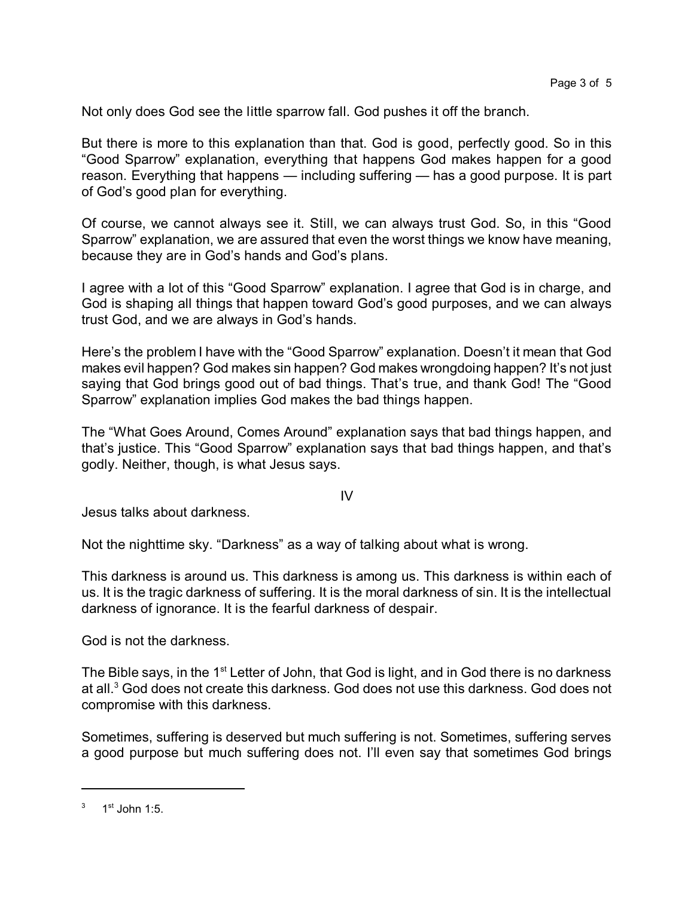Not only does God see the little sparrow fall. God pushes it off the branch.

But there is more to this explanation than that. God is good, perfectly good. So in this “Good Sparrow” explanation, everything that happens God makes happen for a good reason. Everything that happens — including suffering — has a good purpose. It is part of God’s good plan for everything.

Of course, we cannot always see it. Still, we can always trust God. So, in this “Good Sparrow” explanation, we are assured that even the worst things we know have meaning, because they are in God’s hands and God’s plans.

I agree with a lot of this “Good Sparrow” explanation. I agree that God is in charge, and God is shaping all things that happen toward God’s good purposes, and we can always trust God, and we are always in God’s hands.

Here’s the problem I have with the “Good Sparrow” explanation. Doesn’t it mean that God makes evil happen? God makes sin happen? God makes wrongdoing happen? It’s not just saying that God brings good out of bad things. That’s true, and thank God! The “Good Sparrow” explanation implies God makes the bad things happen.

The “What Goes Around, Comes Around” explanation says that bad things happen, and that’s justice. This “Good Sparrow” explanation says that bad things happen, and that’s godly. Neither, though, is what Jesus says.

## IV

Jesus talks about darkness.

Not the nighttime sky. “Darkness” as a way of talking about what is wrong.

This darkness is around us. This darkness is among us. This darkness is within each of us. It is the tragic darkness of suffering. It is the moral darkness of sin. It is the intellectual darkness of ignorance. It is the fearful darkness of despair.

God is not the darkness.

The Bible says, in the 1st Letter of John, that God is light, and in God there is no darkness at all.[3] God does not create this darkness. God does not use this darkness. God does not compromise with this darkness.

Sometimes, suffering is deserved but much suffering is not. Sometimes, suffering serves a good purpose but much suffering does not. I’ll even say that sometimes God brings

---

[3] 1st John 1:5.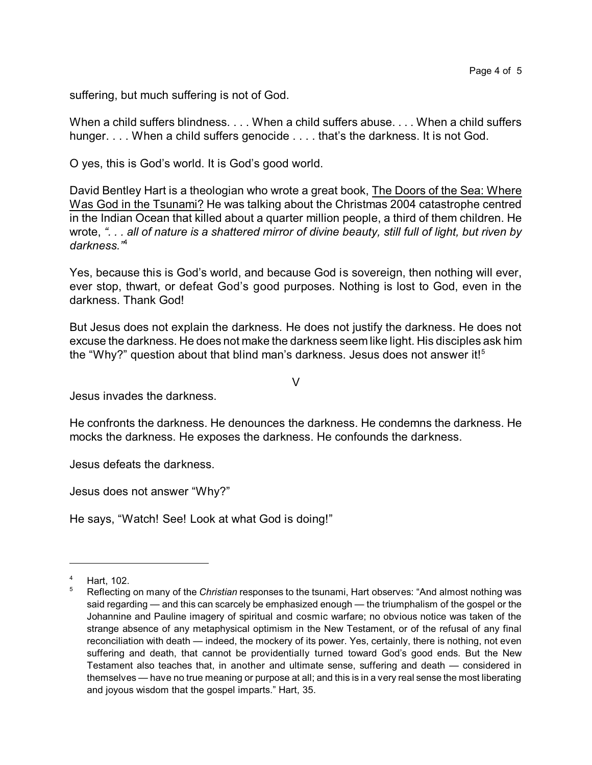suffering, but much suffering is not of God.

When a child suffers blindness. . . . When a child suffers abuse. . . . When a child suffers hunger. . . . When a child suffers genocide . . . . that's the darkness. It is not God.

O yes, this is God's world. It is God's good world.

David Bentley Hart is a theologian who wrote a great book, The Doors of the Sea: Where Was God in the Tsunami? He was talking about the Christmas 2004 catastrophe centred in the Indian Ocean that killed about a quarter million people, a third of them children. He wrote, *". . . all of nature is a shattered mirror of divine beauty, still full of light, but riven by darkness."*[4]

Yes, because this is God's world, and because God is sovereign, then nothing will ever, ever stop, thwart, or defeat God's good purposes. Nothing is lost to God, even in the darkness. Thank God!

But Jesus does not explain the darkness. He does not justify the darkness. He does not excuse the darkness. He does not make the darkness seem like light. His disciples ask him the "Why?" question about that blind man's darkness. Jesus does not answer it![5]

## V

Jesus invades the darkness.

He confronts the darkness. He denounces the darkness. He condemns the darkness. He mocks the darkness. He exposes the darkness. He confounds the darkness.

Jesus defeats the darkness.

Jesus does not answer "Why?"

He says, "Watch! See! Look at what God is doing!"

---

[4] Hart, 102.

[5] Reflecting on many of the *Christian* responses to the tsunami, Hart observes: "And almost nothing was said regarding — and this can scarcely be emphasized enough — the triumphalism of the gospel or the Johannine and Pauline imagery of spiritual and cosmic warfare; no obvious notice was taken of the strange absence of any metaphysical optimism in the New Testament, or of the refusal of any final reconciliation with death — indeed, the mockery of its power. Yes, certainly, there is nothing, not even suffering and death, that cannot be providentially turned toward God's good ends. But the New Testament also teaches that, in another and ultimate sense, suffering and death — considered in themselves — have no true meaning or purpose at all; and this is in a very real sense the most liberating and joyous wisdom that the gospel imparts." Hart, 35.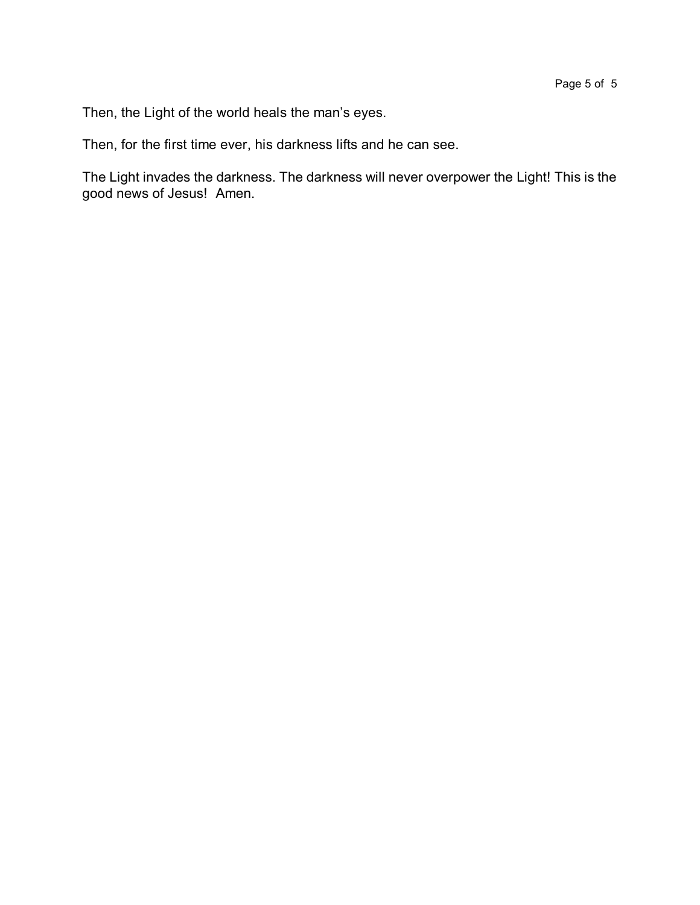Then, the Light of the world heals the man's eyes.

Then, for the first time ever, his darkness lifts and he can see.

The Light invades the darkness. The darkness will never overpower the Light! This is the good news of Jesus!  Amen.